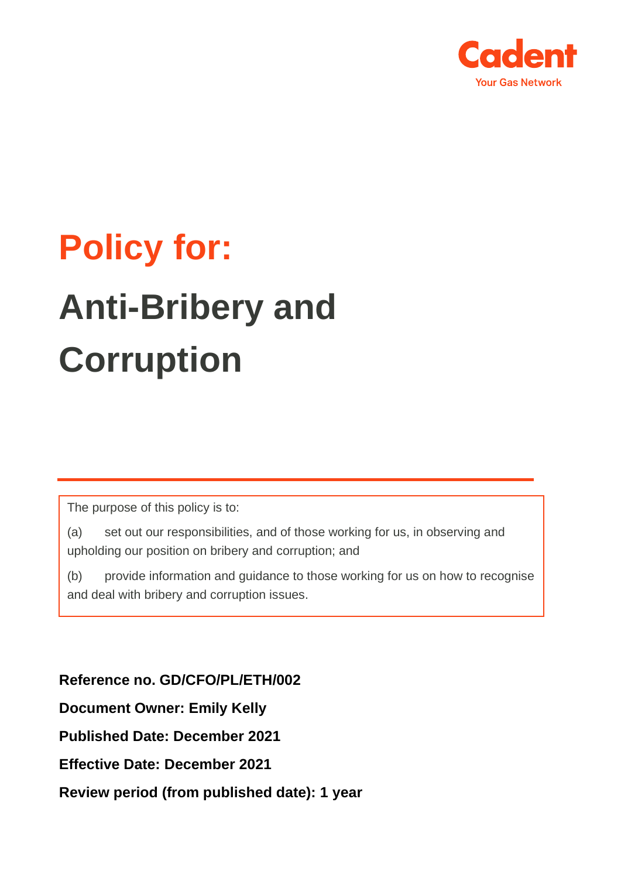Cadent

Your Gas Network

# Policy for:

# Anti-Bribery and Corruption

The purpose of this policy is to:

(a) set out our responsibilities, and of those working for us, in observing and upholding our position on bribery and corruption; and

(b) provide information and guidance to those working for us on how to recognise and deal with bribery and corruption issues.

**Reference no. GD/CFO/PL/ETH/002**

**Document Owner: Emily Kelly**

**Published Date: December 2021**

**Effective Date: December 2021**

**Review period (from published date): 1 year**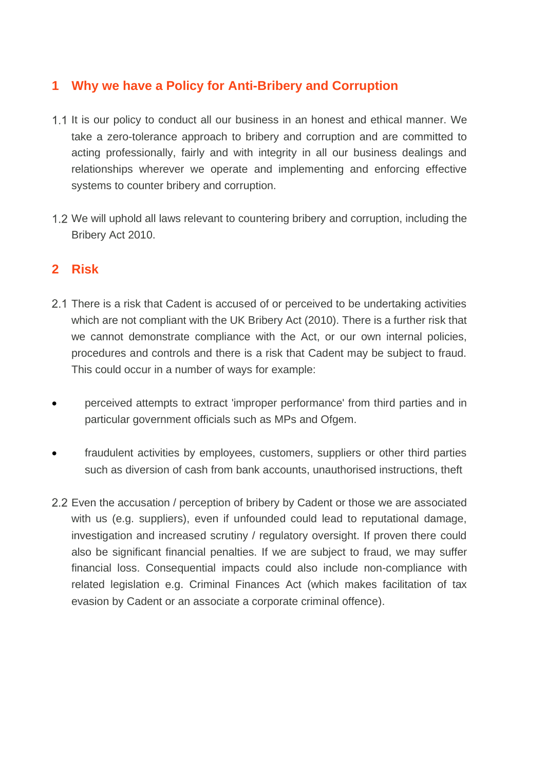## 1 Why we have a Policy for Anti-Bribery and Corruption

1.1 It is our policy to conduct all our business in an honest and ethical manner. We take a zero-tolerance approach to bribery and corruption and are committed to acting professionally, fairly and with integrity in all our business dealings and relationships wherever we operate and implementing and enforcing effective systems to counter bribery and corruption.

1.2 We will uphold all laws relevant to countering bribery and corruption, including the Bribery Act 2010.

## 2 Risk

2.1 There is a risk that Cadent is accused of or perceived to be undertaking activities which are not compliant with the UK Bribery Act (2010). There is a further risk that we cannot demonstrate compliance with the Act, or our own internal policies, procedures and controls and there is a risk that Cadent may be subject to fraud. This could occur in a number of ways for example:

- perceived attempts to extract 'improper performance' from third parties and in particular government officials such as MPs and Ofgem.
- fraudulent activities by employees, customers, suppliers or other third parties such as diversion of cash from bank accounts, unauthorised instructions, theft

2.2 Even the accusation / perception of bribery by Cadent or those we are associated with us (e.g. suppliers), even if unfounded could lead to reputational damage, investigation and increased scrutiny / regulatory oversight. If proven there could also be significant financial penalties. If we are subject to fraud, we may suffer financial loss. Consequential impacts could also include non-compliance with related legislation e.g. Criminal Finances Act (which makes facilitation of tax evasion by Cadent or an associate a corporate criminal offence).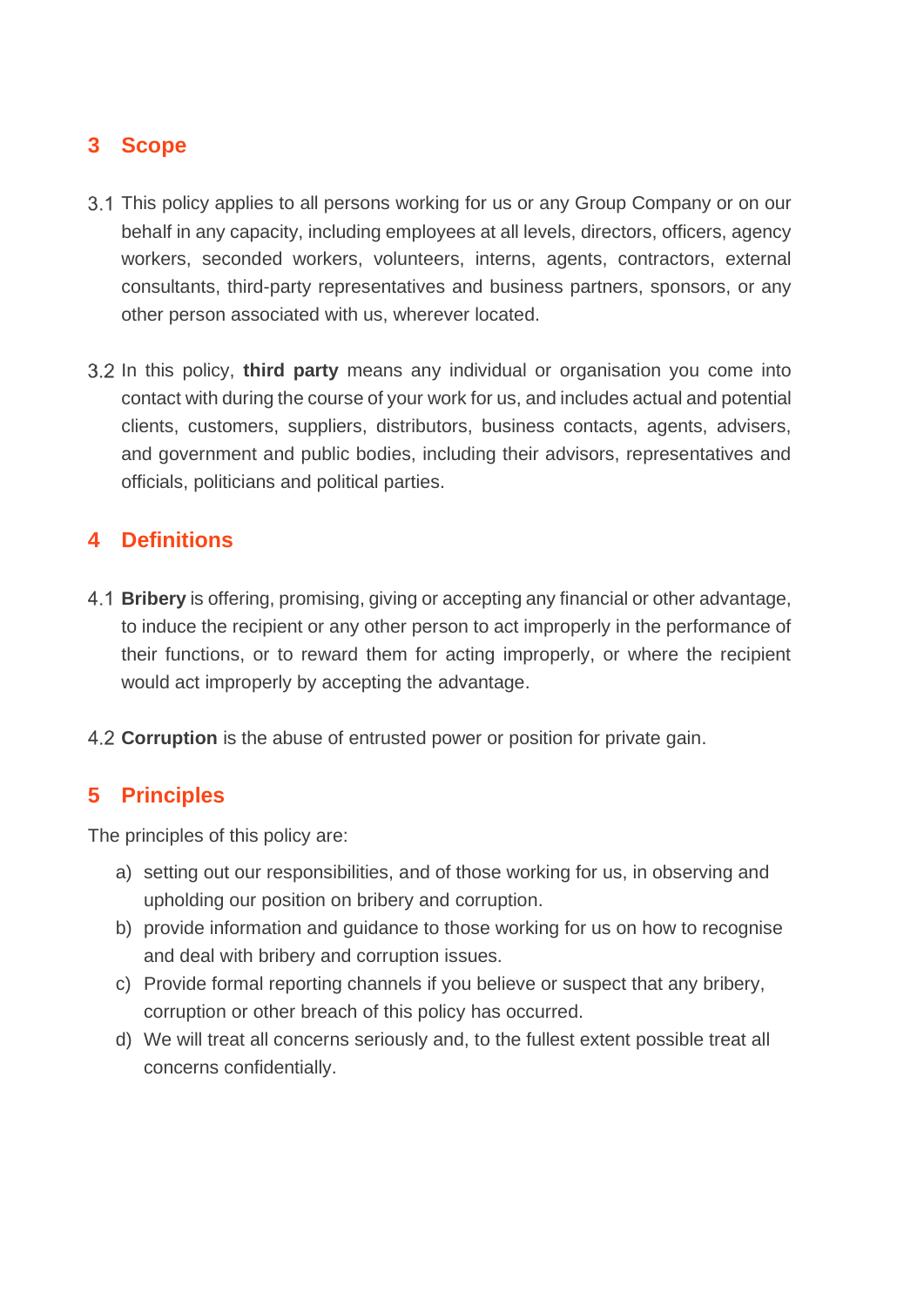## 3 Scope

3.1 This policy applies to all persons working for us or any Group Company or on our behalf in any capacity, including employees at all levels, directors, officers, agency workers, seconded workers, volunteers, interns, agents, contractors, external consultants, third-party representatives and business partners, sponsors, or any other person associated with us, wherever located.

3.2 In this policy, **third party** means any individual or organisation you come into contact with during the course of your work for us, and includes actual and potential clients, customers, suppliers, distributors, business contacts, agents, advisers, and government and public bodies, including their advisors, representatives and officials, politicians and political parties.

## 4 Definitions

4.1 **Bribery** is offering, promising, giving or accepting any financial or other advantage, to induce the recipient or any other person to act improperly in the performance of their functions, or to reward them for acting improperly, or where the recipient would act improperly by accepting the advantage.

4.2 **Corruption** is the abuse of entrusted power or position for private gain.

## 5 Principles

The principles of this policy are:

a) setting out our responsibilities, and of those working for us, in observing and upholding our position on bribery and corruption.
b) provide information and guidance to those working for us on how to recognise and deal with bribery and corruption issues.
c) Provide formal reporting channels if you believe or suspect that any bribery, corruption or other breach of this policy has occurred.
d) We will treat all concerns seriously and, to the fullest extent possible treat all concerns confidentially.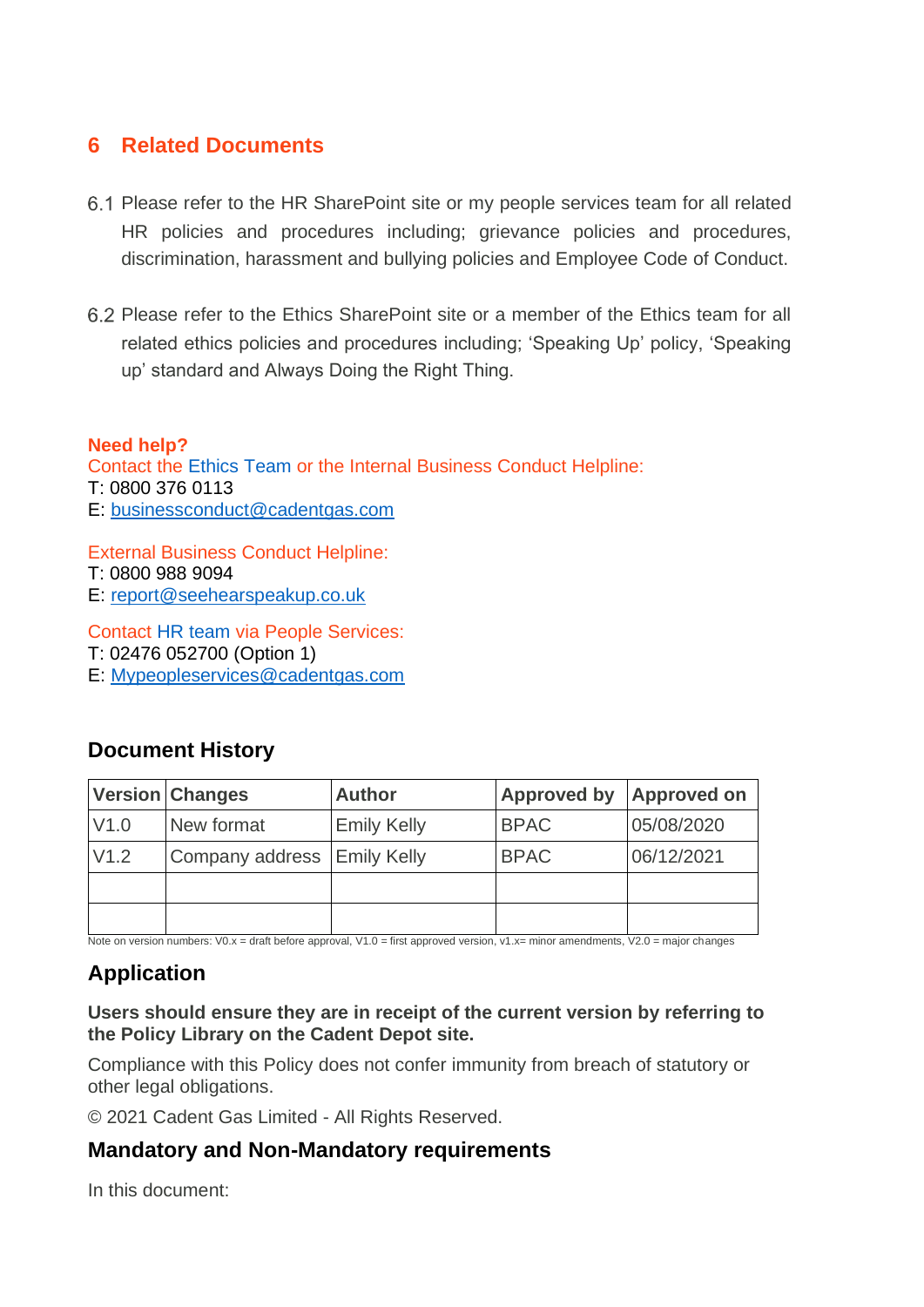## 6 Related Documents

6.1 Please refer to the HR SharePoint site or my people services team for all related HR policies and procedures including; grievance policies and procedures, discrimination, harassment and bullying policies and Employee Code of Conduct.

6.2 Please refer to the Ethics SharePoint site or a member of the Ethics team for all related ethics policies and procedures including; 'Speaking Up' policy, 'Speaking up' standard and Always Doing the Right Thing.

**Need help?**
Contact the Ethics Team or the Internal Business Conduct Helpline:
T: 0800 376 0113
E: businessconduct@cadentgas.com

External Business Conduct Helpline:
T: 0800 988 9094
E: report@seehearspeakup.co.uk

Contact HR team via People Services:
T: 02476 052700 (Option 1)
E: Mypeopleservices@cadentgas.com

### Document History

| Version | Changes | Author | Approved by | Approved on |
|---|---|---|---|---|
| V1.0 | New format | Emily Kelly | BPAC | 05/08/2020 |
| V1.2 | Company address | Emily Kelly | BPAC | 06/12/2021 |
| | | | | |
| | | | | |

Note on version numbers: V0.x = draft before approval, V1.0 = first approved version, v1.x= minor amendments, V2.0 = major changes

### Application

**Users should ensure they are in receipt of the current version by referring to the Policy Library on the Cadent Depot site.**

Compliance with this Policy does not confer immunity from breach of statutory or other legal obligations.

© 2021 Cadent Gas Limited - All Rights Reserved.

### Mandatory and Non-Mandatory requirements

In this document: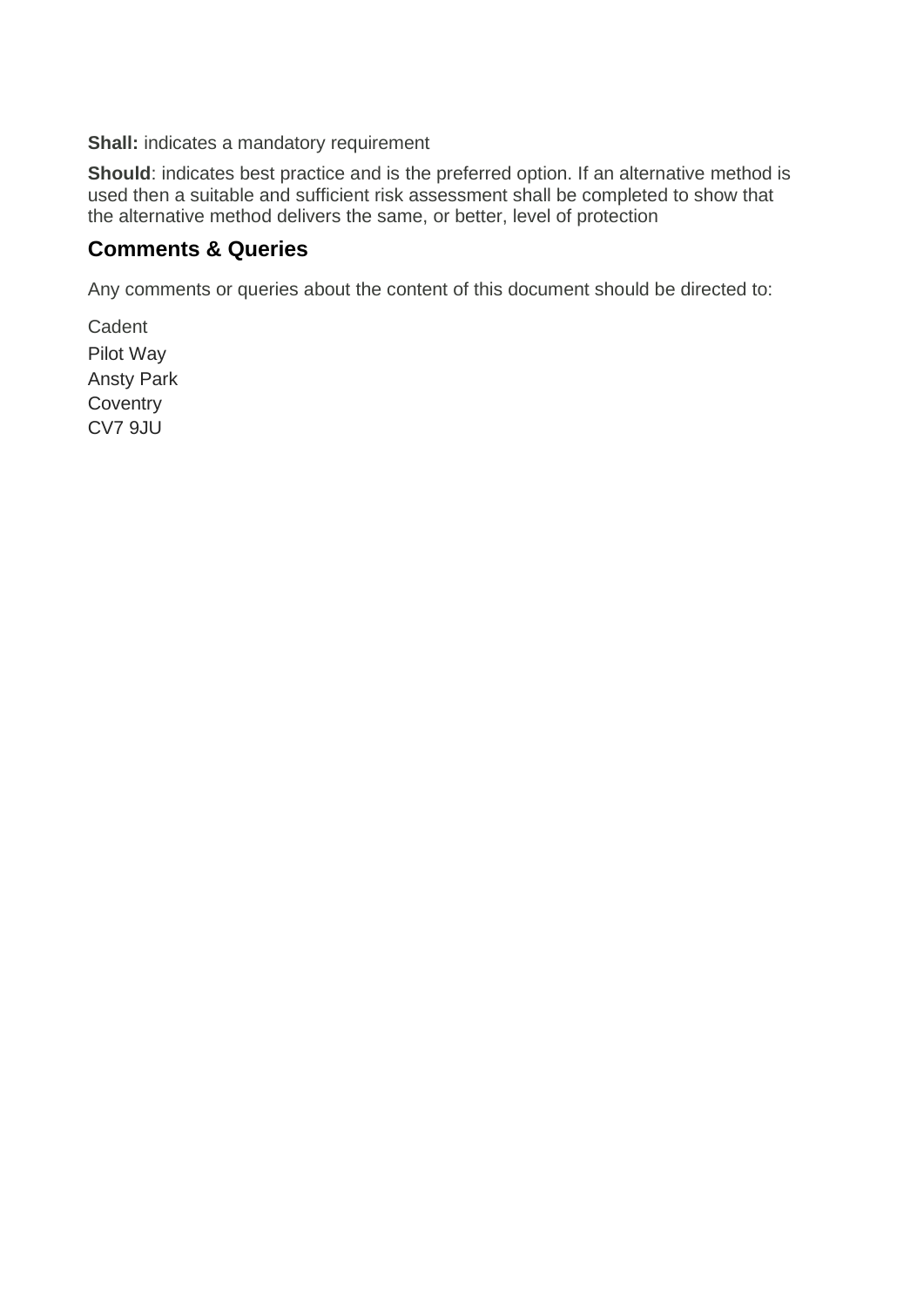**Shall:** indicates a mandatory requirement

**Should**: indicates best practice and is the preferred option. If an alternative method is used then a suitable and sufficient risk assessment shall be completed to show that the alternative method delivers the same, or better, level of protection

## Comments & Queries

Any comments or queries about the content of this document should be directed to:

Cadent  
Pilot Way  
Ansty Park  
Coventry  
CV7 9JU